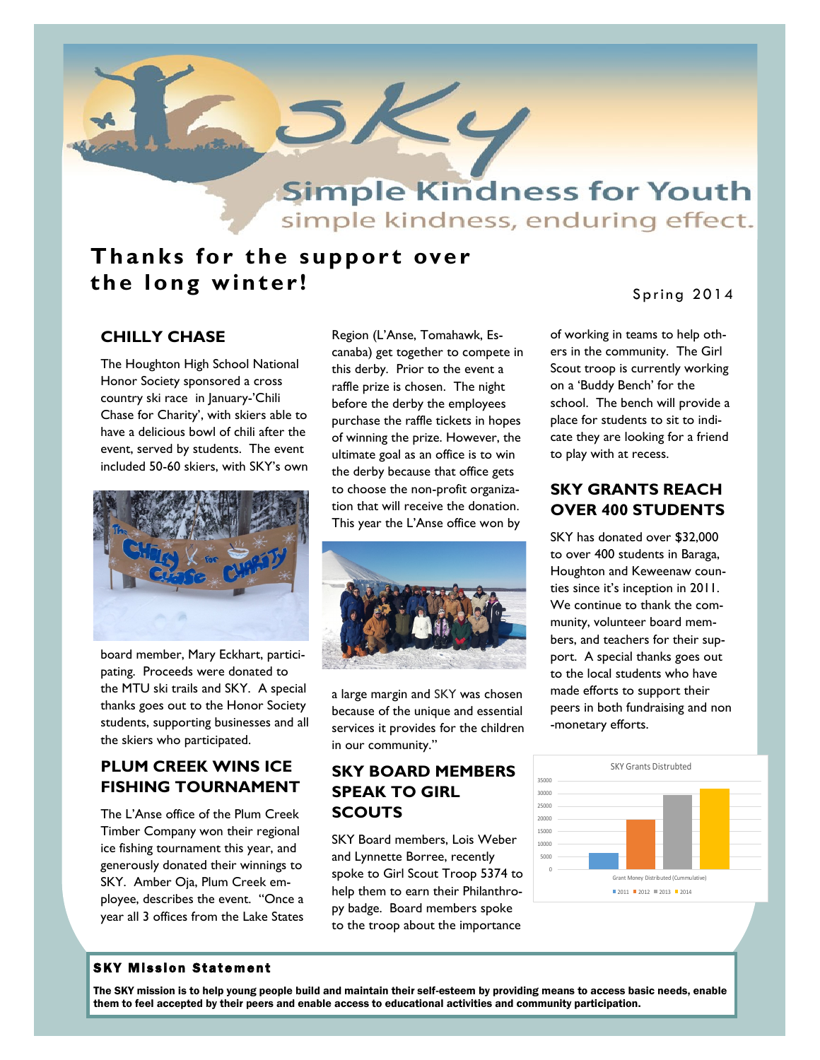# SKY

## Simple Kindness for Youth

simple kindness, enduring effect.

# Thanks for the support over the long winter!

Spring 2014

## CHILLY CHASE

The Houghton High School National Honor Society sponsored a cross country ski race in January-'Chili Chase for Charity', with skiers able to have a delicious bowl of chili after the event, served by students. The event included 50-60 skiers, with SKY's own board member, Mary Eckhart, participating. Proceeds were donated to the MTU ski trails and SKY. A special thanks goes out to the Honor Society students, supporting businesses and all the skiers who participated.

## PLUM CREEK WINS ICE FISHING TOURNAMENT

The L'Anse office of the Plum Creek Timber Company won their regional ice fishing tournament this year, and generously donated their winnings to SKY. Amber Oja, Plum Creek employee, describes the event. "Once a year all 3 offices from the Lake States Region (L'Anse, Tomahawk, Escanaba) get together to compete in this derby. Prior to the event a raffle prize is chosen. The night before the derby the employees purchase the raffle tickets in hopes of winning the prize. However, the ultimate goal as an office is to win the derby because that office gets to choose the non-profit organization that will receive the donation. This year the L'Anse office won by a large margin and SKY was chosen because of the unique and essential services it provides for the children in our community."

## SKY BOARD MEMBERS SPEAK TO GIRL SCOUTS

SKY Board members, Lois Weber and Lynnette Borree, recently spoke to Girl Scout Troop 5374 to help them to earn their Philanthropy badge. Board members spoke to the troop about the importance of working in teams to help others in the community. The Girl Scout troop is currently working on a 'Buddy Bench' for the school. The bench will provide a place for students to sit to indicate they are looking for a friend to play with at recess.

## SKY GRANTS REACH OVER 400 STUDENTS

SKY has donated over $32,000 to over 400 students in Baraga, Houghton and Keweenaw counties since it's inception in 2011. We continue to thank the community, volunteer board members, and teachers for their support. A special thanks goes out to the local students who have made efforts to support their peers in both fundraising and non-monetary efforts.

SKY Grants Distrubted

Grant Money Distributed (Cummulative)

■ 2011 ■ 2012 ■ 2013 ■ 2014

### SKY Mission Statement

**The SKY mission is to help young people build and maintain their self-esteem by providing means to access basic needs, enable them to feel accepted by their peers and enable access to educational activities and community participation.**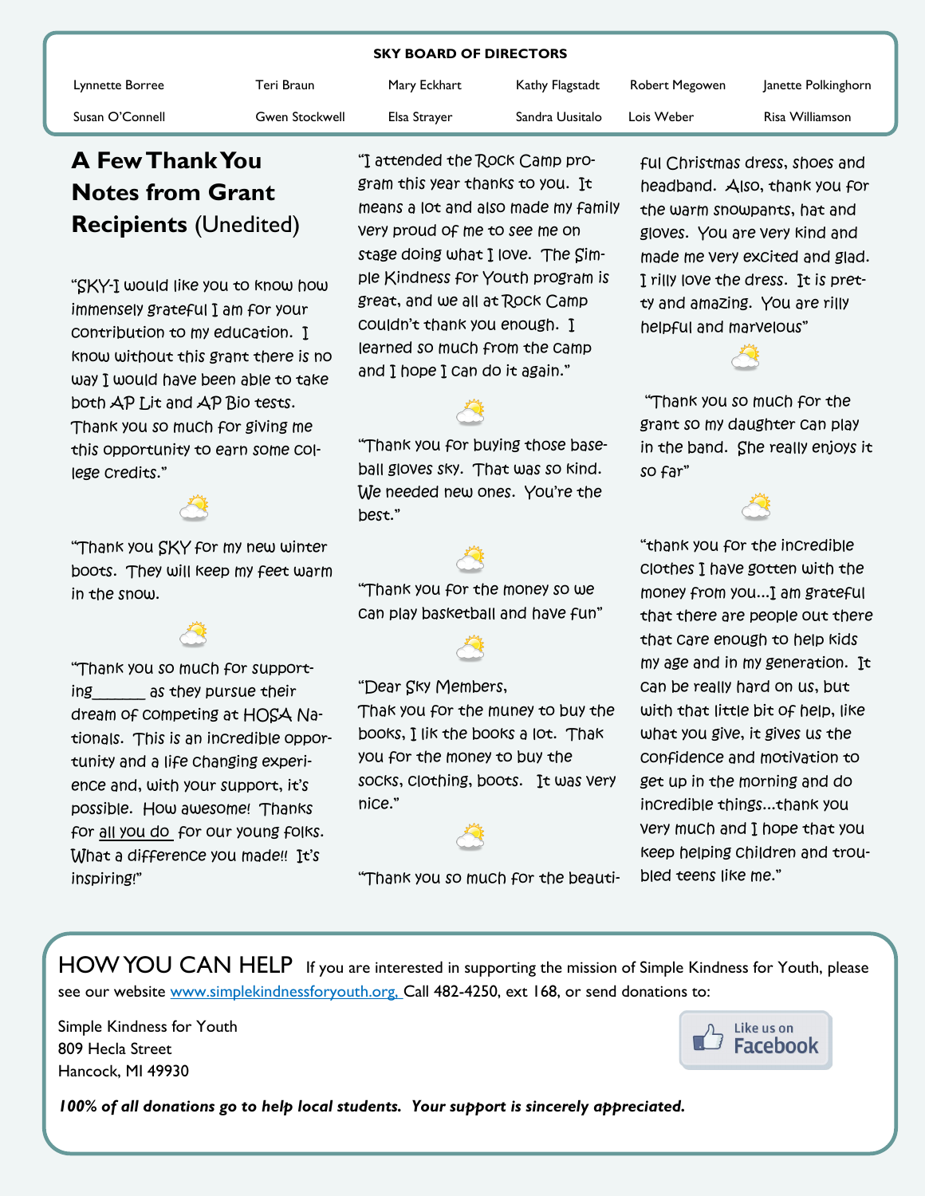**SKY BOARD OF DIRECTORS**

| | | | | | |
|---|---|---|---|---|---|
| Lynnette Borree | Teri Braun | Mary Eckhart | Kathy Flagstadt | Robert Megowen | Janette Polkinghorn |
| Susan O'Connell | Gwen Stockwell | Elsa Strayer | Sandra Uusitalo | Lois Weber | Risa Williamson |

# A Few Thank You Notes from Grant Recipients (Unedited)

"SKY-I would like you to know how immensely grateful I am for your contribution to my education. I know without this grant there is no way I would have been able to take both AP Lit and AP Bio tests. Thank you so much for giving me this opportunity to earn some college credits."

"Thank you SKY for my new winter boots. They will keep my feet warm in the snow."

"Thank you so much for supporting______ as they pursue their dream of competing at HOSA Nationals. This is an incredible opportunity and a life changing experience and, with your support, it's possible. How awesome! Thanks for all you do for our young folks. What a difference you made!! It's inspiring!"

"I attended the Rock Camp program this year thanks to you. It means a lot and also made my family very proud of me to see me on stage doing what I love. The Simple Kindness for Youth program is great, and we all at Rock Camp couldn't thank you enough. I learned so much from the camp and I hope I can do it again."

"Thank you for buying those baseball gloves sky. That was so kind. We needed new ones. You're the best."

"Thank you for the money so we can play basketball and have fun"

"Dear Sky Members,
Thak you for the muney to buy the books, I lik the books a lot. Thak you for the money to buy the socks, clothing, boots. It was very nice."

"Thank you so much for the beautiful Christmas dress, shoes and headband. Also, thank you for the warm snowpants, hat and gloves. You are very kind and made me very excited and glad. I rilly love the dress. It is pretty and amazing. You are rilly helpful and marvelous"

"Thank you so much for the grant so my daughter can play in the band. She really enjoys it so far"

"thank you for the incredible clothes I have gotten with the money from you…I am grateful that there are people out there that care enough to help kids my age and in my generation. It can be really hard on us, but with that little bit of help, like what you give, it gives us the confidence and motivation to get up in the morning and do incredible things…thank you very much and I hope that you keep helping children and troubled teens like me."

## HOW YOU CAN HELP

If you are interested in supporting the mission of Simple Kindness for Youth, please see our website www.simplekindnessforyouth.org, Call 482-4250, ext 168, or send donations to:

Simple Kindness for Youth
809 Hecla Street
Hancock, MI 49930

Like us on Facebook

***100% of all donations go to help local students. Your support is sincerely appreciated.***